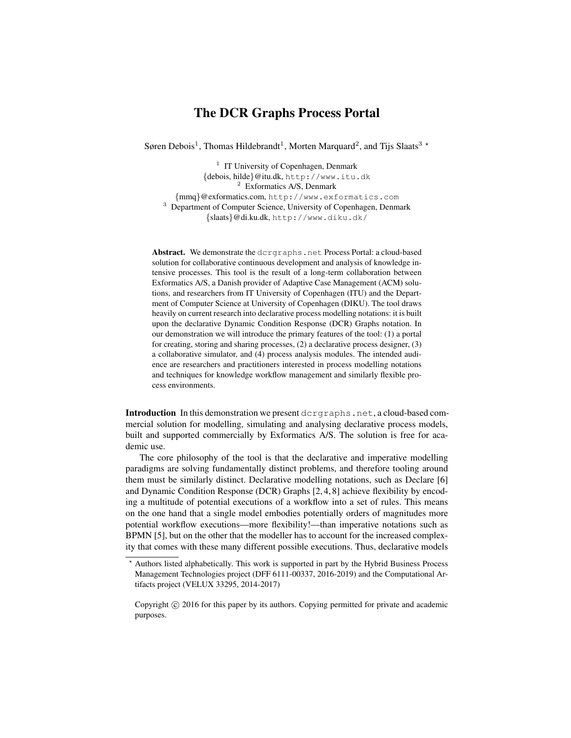# The DCR Graphs Process Portal

Søren Debois[1], Thomas Hildebrandt[1], Morten Marquard[2], and Tijs Slaats[3] ⋆

[1] IT University of Copenhagen, Denmark
{debois, hilde}@itu.dk, http://www.itu.dk
[2] Exformatics A/S, Denmark
{mmq}@exformatics.com, http://www.exformatics.com
[3] Department of Computer Science, University of Copenhagen, Denmark
{slaats}@di.ku.dk, http://www.diku.dk/

**Abstract.** We demonstrate the dcrgraphs.net Process Portal: a cloud-based solution for collaborative continuous development and analysis of knowledge intensive processes. This tool is the result of a long-term collaboration between Exformatics A/S, a Danish provider of Adaptive Case Management (ACM) solutions, and researchers from IT University of Copenhagen (ITU) and the Department of Computer Science at University of Copenhagen (DIKU). The tool draws heavily on current research into declarative process modelling notations: it is built upon the declarative Dynamic Condition Response (DCR) Graphs notation. In our demonstration we will introduce the primary features of the tool: (1) a portal for creating, storing and sharing processes, (2) a declarative process designer, (3) a collaborative simulator, and (4) process analysis modules. The intended audience are researchers and practitioners interested in process modelling notations and techniques for knowledge workflow management and similarly flexible process environments.

**Introduction** In this demonstration we present dcrgraphs.net, a cloud-based commercial solution for modelling, simulating and analysing declarative process models, built and supported commercially by Exformatics A/S. The solution is free for academic use.

The core philosophy of the tool is that the declarative and imperative modelling paradigms are solving fundamentally distinct problems, and therefore tooling around them must be similarly distinct. Declarative modelling notations, such as Declare [6] and Dynamic Condition Response (DCR) Graphs [2,4,8] achieve flexibility by encoding a multitude of potential executions of a workflow into a set of rules. This means on the one hand that a single model embodies potentially orders of magnitudes more potential workflow executions—more flexibility!—than imperative notations such as BPMN [5], but on the other that the modeller has to account for the increased complexity that comes with these many different possible executions. Thus, declarative models

⋆ Authors listed alphabetically. This work is supported in part by the Hybrid Business Process Management Technologies project (DFF 6111-00337, 2016-2019) and the Computational Artifacts project (VELUX 33295, 2014-2017)

Copyright © 2016 for this paper by its authors. Copying permitted for private and academic purposes.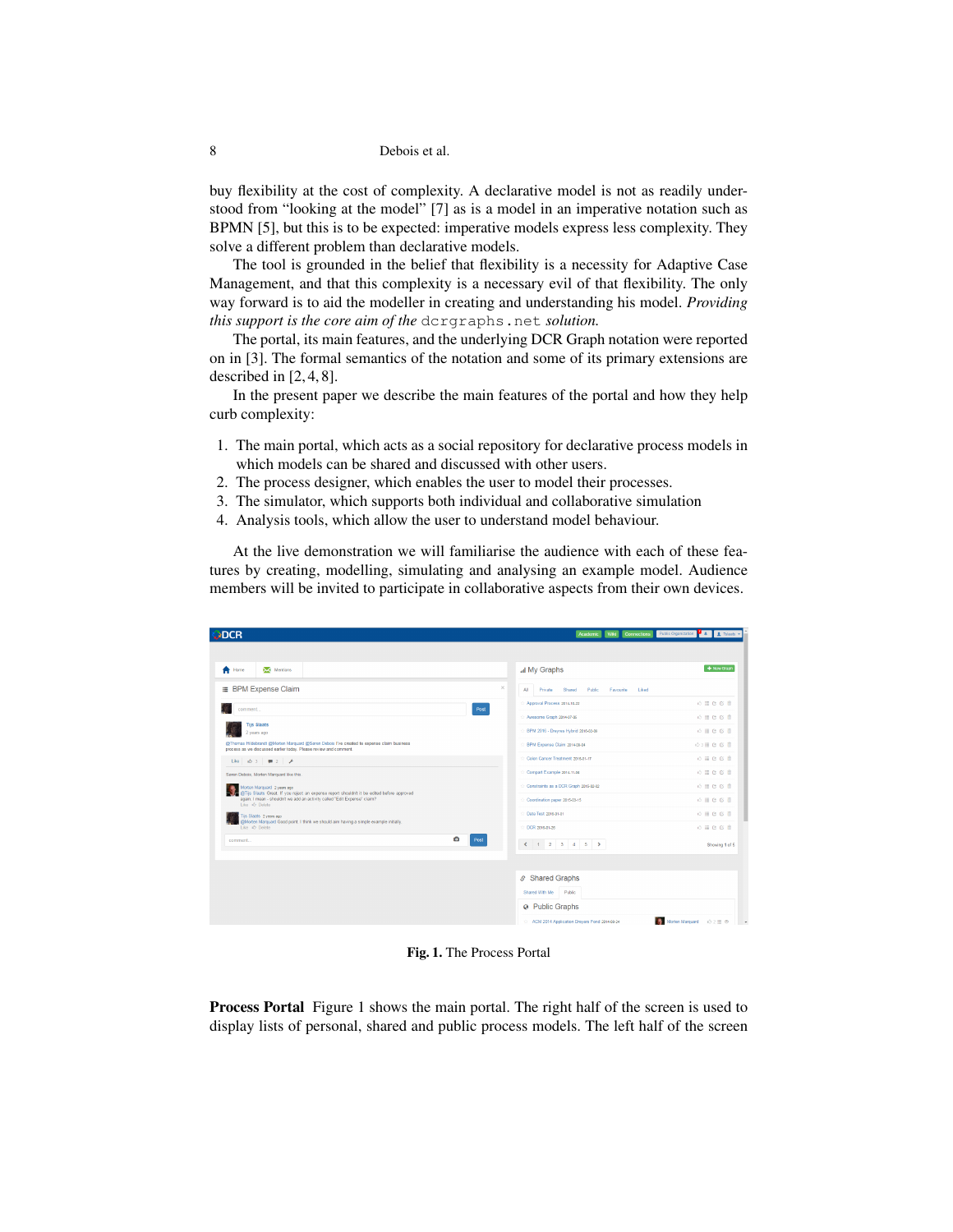buy flexibility at the cost of complexity. A declarative model is not as readily understood from "looking at the model" [7] as is a model in an imperative notation such as BPMN [5], but this is to be expected: imperative models express less complexity. They solve a different problem than declarative models.

The tool is grounded in the belief that flexibility is a necessity for Adaptive Case Management, and that this complexity is a necessary evil of that flexibility. The only way forward is to aid the modeller in creating and understanding his model. *Providing this support is the core aim of the* `dcrgraphs.net` *solution.*

The portal, its main features, and the underlying DCR Graph notation were reported on in [3]. The formal semantics of the notation and some of its primary extensions are described in [2, 4, 8].

In the present paper we describe the main features of the portal and how they help curb complexity:

1. The main portal, which acts as a social repository for declarative process models in which models can be shared and discussed with other users.
2. The process designer, which enables the user to model their processes.
3. The simulator, which supports both individual and collaborative simulation
4. Analysis tools, which allow the user to understand model behaviour.

At the live demonstration we will familiarise the audience with each of these features by creating, modelling, simulating and analysing an example model. Audience members will be invited to participate in collaborative aspects from their own devices.

**Fig. 1.** The Process Portal

**Process Portal** Figure 1 shows the main portal. The right half of the screen is used to display lists of personal, shared and public process models. The left half of the screen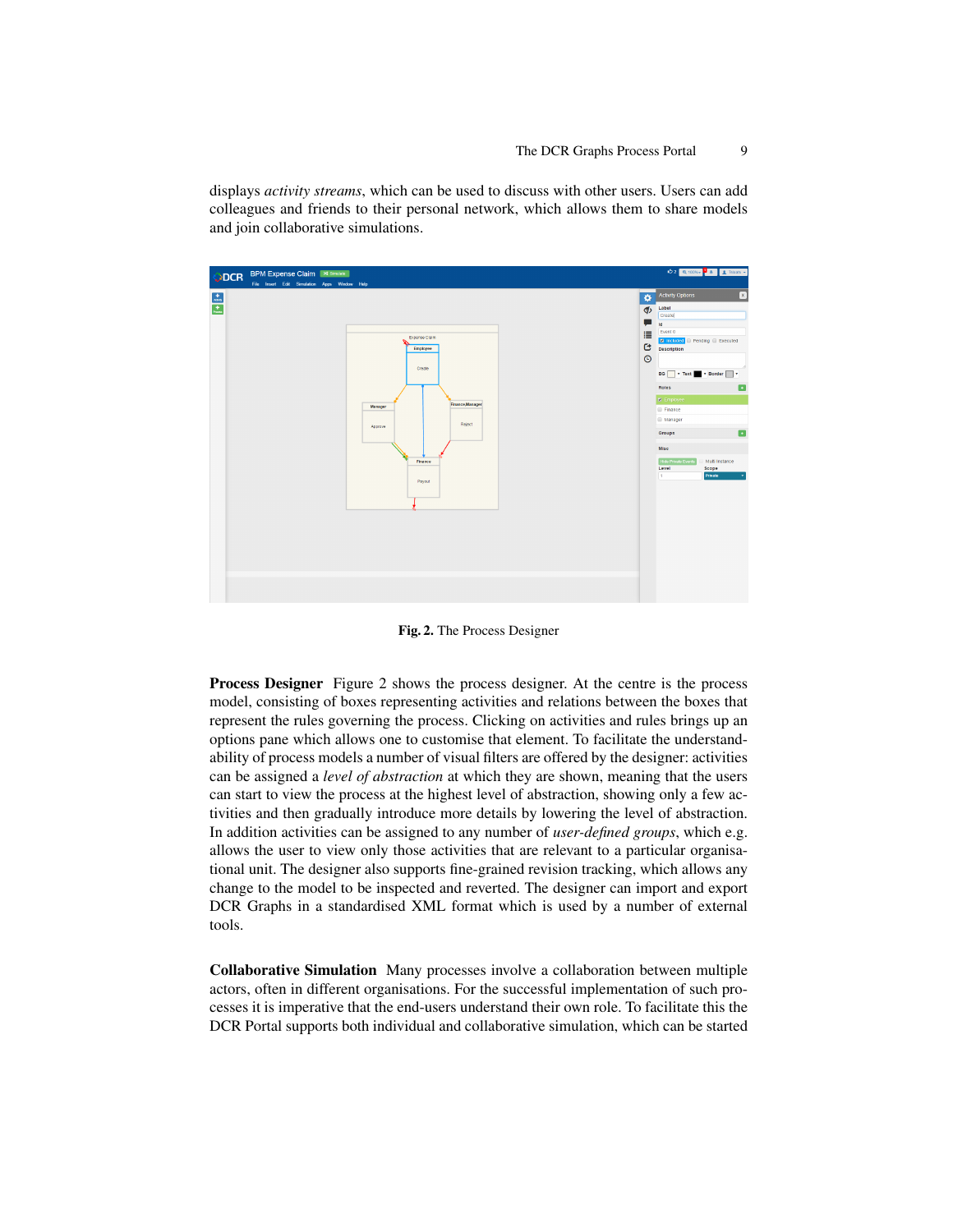displays *activity streams*, which can be used to discuss with other users. Users can add colleagues and friends to their personal network, which allows them to share models and join collaborative simulations.

**Fig. 2.** The Process Designer

**Process Designer** Figure 2 shows the process designer. At the centre is the process model, consisting of boxes representing activities and relations between the boxes that represent the rules governing the process. Clicking on activities and rules brings up an options pane which allows one to customise that element. To facilitate the understandability of process models a number of visual filters are offered by the designer: activities can be assigned a *level of abstraction* at which they are shown, meaning that the users can start to view the process at the highest level of abstraction, showing only a few activities and then gradually introduce more details by lowering the level of abstraction. In addition activities can be assigned to any number of *user-defined groups*, which e.g. allows the user to view only those activities that are relevant to a particular organisational unit. The designer also supports fine-grained revision tracking, which allows any change to the model to be inspected and reverted. The designer can import and export DCR Graphs in a standardised XML format which is used by a number of external tools.

**Collaborative Simulation** Many processes involve a collaboration between multiple actors, often in different organisations. For the successful implementation of such processes it is imperative that the end-users understand their own role. To facilitate this the DCR Portal supports both individual and collaborative simulation, which can be started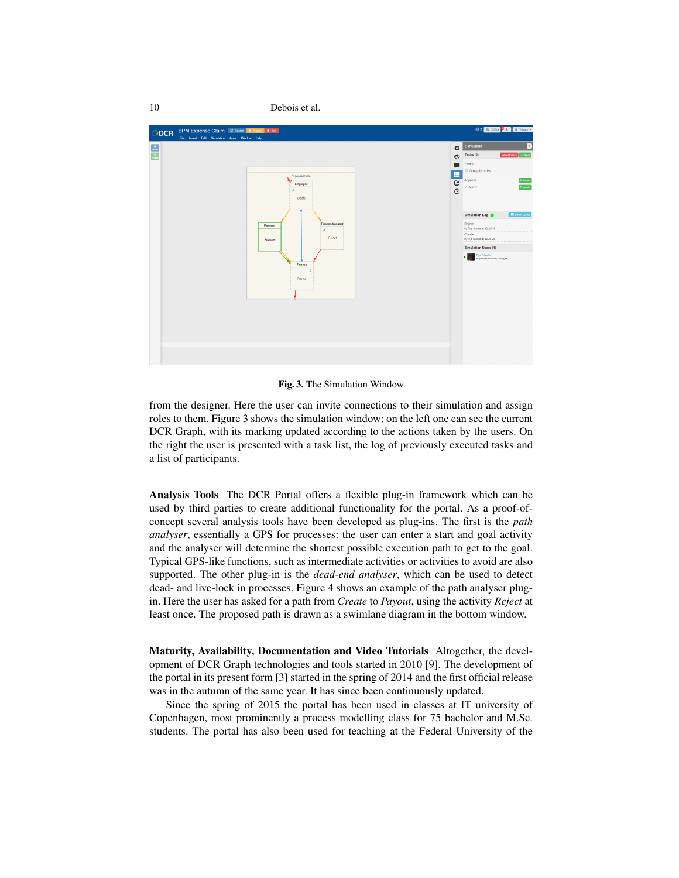**Fig. 3.** The Simulation Window

from the designer. Here the user can invite connections to their simulation and assign roles to them. Figure 3 shows the simulation window; on the left one can see the current DCR Graph, with its marking updated according to the actions taken by the users. On the right the user is presented with a task list, the log of previously executed tasks and a list of participants.

**Analysis Tools** The DCR Portal offers a flexible plug-in framework which can be used by third parties to create additional functionality for the portal. As a proof-of-concept several analysis tools have been developed as plug-ins. The first is the *path analyser*, essentially a GPS for processes: the user can enter a start and goal activity and the analyser will determine the shortest possible execution path to get to the goal. Typical GPS-like functions, such as intermediate activities or activities to avoid are also supported. The other plug-in is the *dead-end analyser*, which can be used to detect dead- and live-lock in processes. Figure 4 shows an example of the path analyser plug-in. Here the user has asked for a path from *Create* to *Payout*, using the activity *Reject* at least once. The proposed path is drawn as a swimlane diagram in the bottom window.

**Maturity, Availability, Documentation and Video Tutorials** Altogether, the development of DCR Graph technologies and tools started in 2010 [9]. The development of the portal in its present form [3] started in the spring of 2014 and the first official release was in the autumn of the same year. It has since been continuously updated.

Since the spring of 2015 the portal has been used in classes at IT university of Copenhagen, most prominently a process modelling class for 75 bachelor and M.Sc. students. The portal has also been used for teaching at the Federal University of the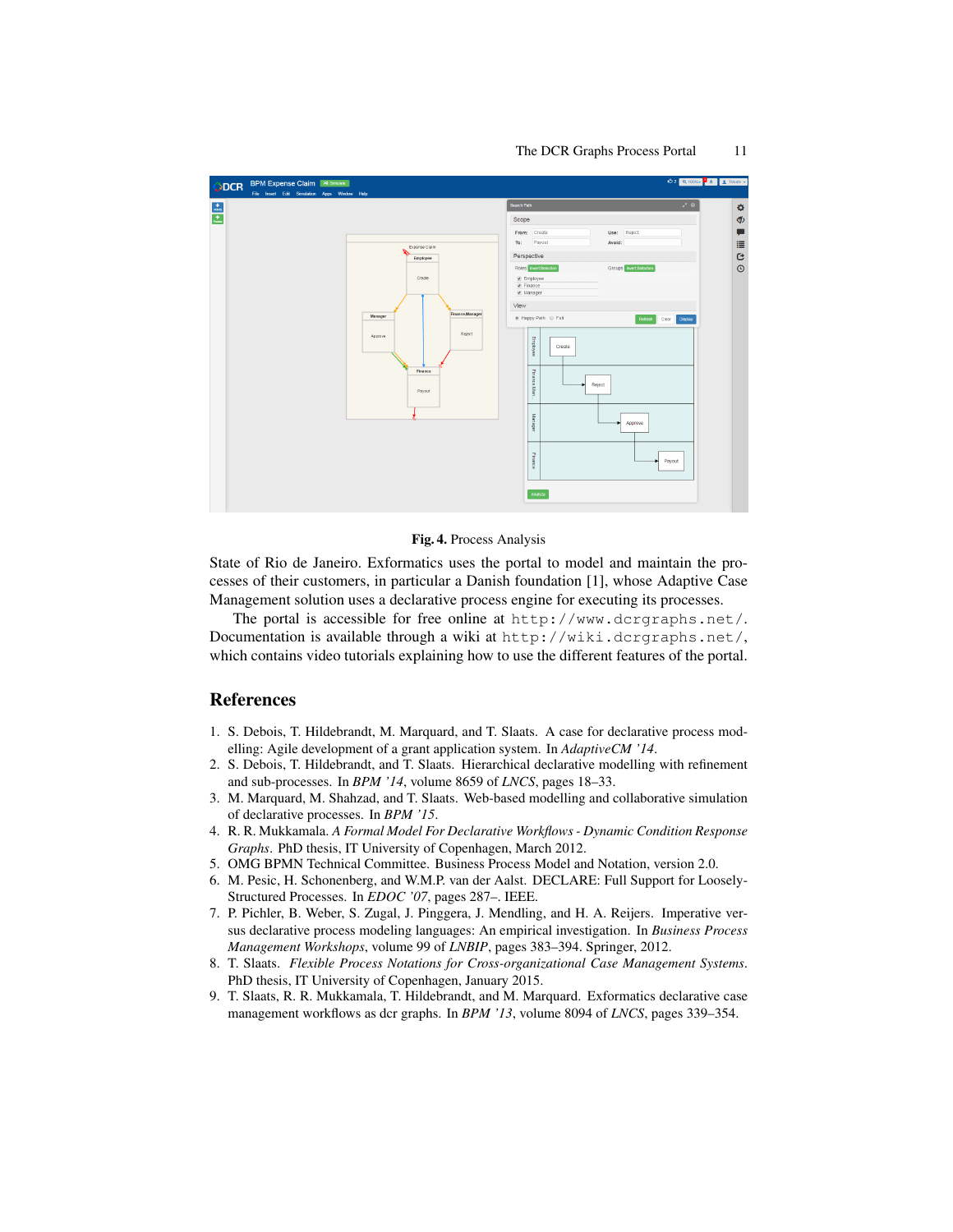Fig. 4. Process Analysis

State of Rio de Janeiro. Exformatics uses the portal to model and maintain the processes of their customers, in particular a Danish foundation [1], whose Adaptive Case Management solution uses a declarative process engine for executing its processes.

The portal is accessible for free online at http://www.dcrgraphs.net/. Documentation is available through a wiki at http://wiki.dcrgraphs.net/, which contains video tutorials explaining how to use the different features of the portal.

## References

1. S. Debois, T. Hildebrandt, M. Marquard, and T. Slaats. A case for declarative process modelling: Agile development of a grant application system. In *AdaptiveCM '14*.
2. S. Debois, T. Hildebrandt, and T. Slaats. Hierarchical declarative modelling with refinement and sub-processes. In *BPM '14*, volume 8659 of *LNCS*, pages 18–33.
3. M. Marquard, M. Shahzad, and T. Slaats. Web-based modelling and collaborative simulation of declarative processes. In *BPM '15*.
4. R. R. Mukkamala. *A Formal Model For Declarative Workflows - Dynamic Condition Response Graphs*. PhD thesis, IT University of Copenhagen, March 2012.
5. OMG BPMN Technical Committee. Business Process Model and Notation, version 2.0.
6. M. Pesic, H. Schonenberg, and W.M.P. van der Aalst. DECLARE: Full Support for Loosely-Structured Processes. In *EDOC '07*, pages 287–. IEEE.
7. P. Pichler, B. Weber, S. Zugal, J. Pinggera, J. Mendling, and H. A. Reijers. Imperative versus declarative process modeling languages: An empirical investigation. In *Business Process Management Workshops*, volume 99 of *LNBIP*, pages 383–394. Springer, 2012.
8. T. Slaats. *Flexible Process Notations for Cross-organizational Case Management Systems*. PhD thesis, IT University of Copenhagen, January 2015.
9. T. Slaats, R. R. Mukkamala, T. Hildebrandt, and M. Marquard. Exformatics declarative case management workflows as dcr graphs. In *BPM '13*, volume 8094 of *LNCS*, pages 339–354.